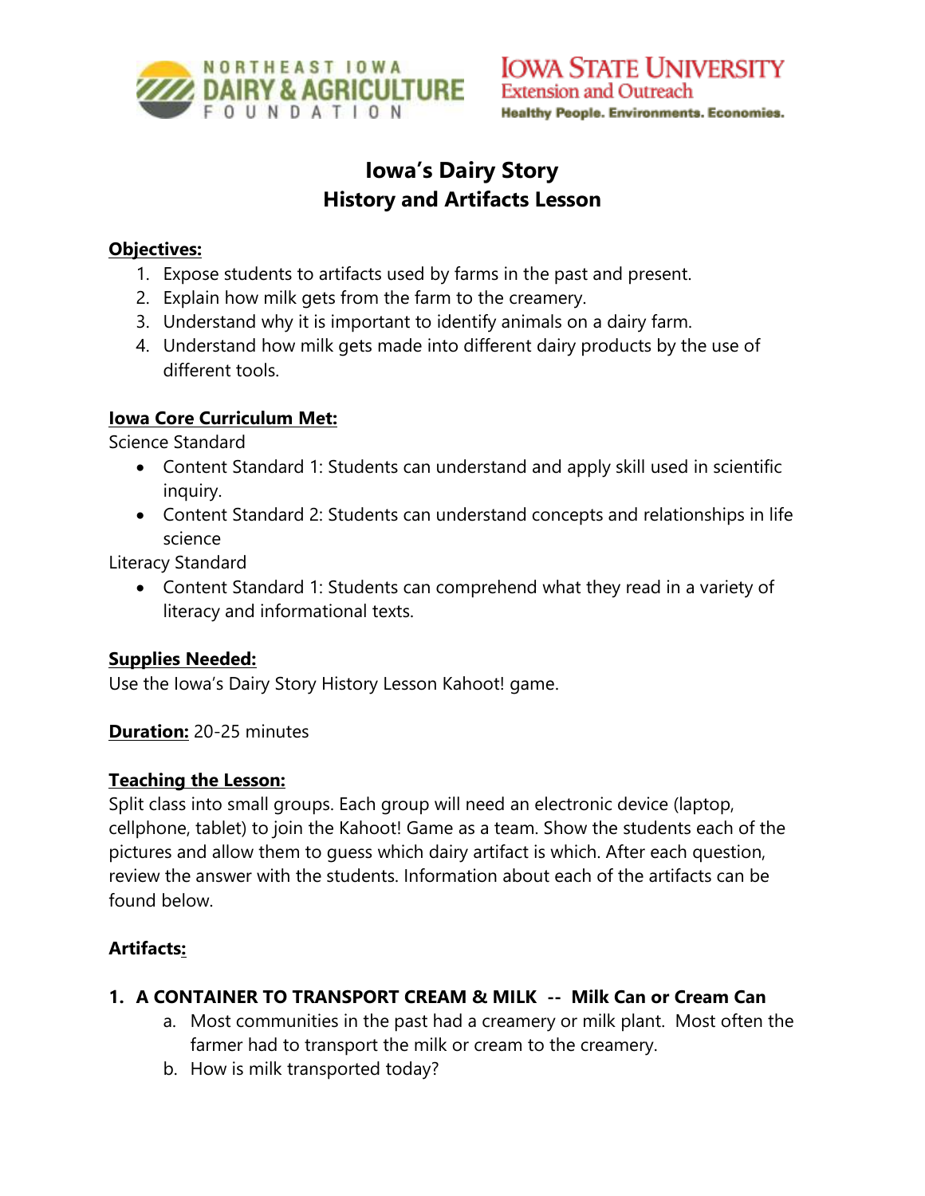NORTHEAST IOWA DAIRY & AGRICULTURE FOUNDATION

IOWA STATE UNIVERSITY
Extension and Outreach
Healthy People. Environments. Economies.

# Iowa's Dairy Story
# History and Artifacts Lesson

**Objectives:**

1. Expose students to artifacts used by farms in the past and present.
2. Explain how milk gets from the farm to the creamery.
3. Understand why it is important to identify animals on a dairy farm.
4. Understand how milk gets made into different dairy products by the use of different tools.

**Iowa Core Curriculum Met:**

Science Standard

- Content Standard 1: Students can understand and apply skill used in scientific inquiry.
- Content Standard 2: Students can understand concepts and relationships in life science

Literacy Standard

- Content Standard 1: Students can comprehend what they read in a variety of literacy and informational texts.

**Supplies Needed:**

Use the Iowa's Dairy Story History Lesson Kahoot! game.

**Duration:** 20-25 minutes

**Teaching the Lesson:**

Split class into small groups. Each group will need an electronic device (laptop, cellphone, tablet) to join the Kahoot! Game as a team. Show the students each of the pictures and allow them to guess which dairy artifact is which. After each question, review the answer with the students. Information about each of the artifacts can be found below.

**Artifacts:**

**1. A CONTAINER TO TRANSPORT CREAM & MILK -- Milk Can or Cream Can**

   a. Most communities in the past had a creamery or milk plant. Most often the farmer had to transport the milk or cream to the creamery.
   b. How is milk transported today?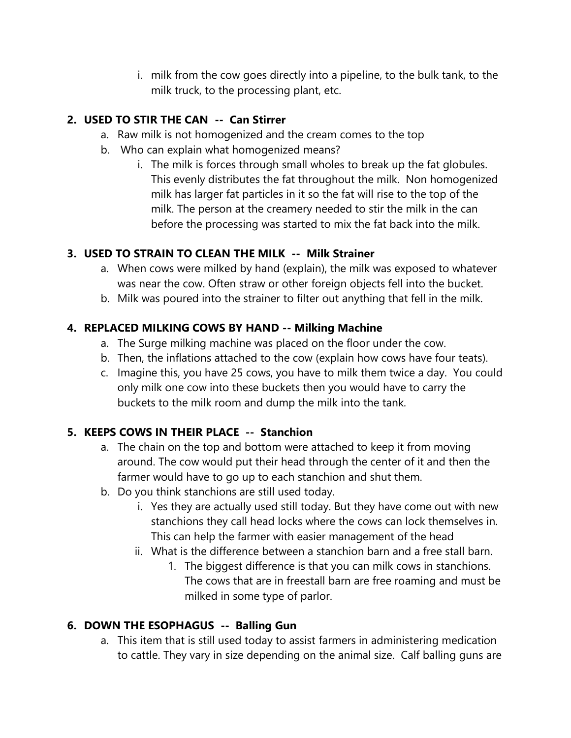i. milk from the cow goes directly into a pipeline, to the bulk tank, to the milk truck, to the processing plant, etc.

2. **USED TO STIR THE CAN -- Can Stirrer**
    a. Raw milk is not homogenized and the cream comes to the top
    b. Who can explain what homogenized means?
        i. The milk is forces through small wholes to break up the fat globules. This evenly distributes the fat throughout the milk. Non homogenized milk has larger fat particles in it so the fat will rise to the top of the milk. The person at the creamery needed to stir the milk in the can before the processing was started to mix the fat back into the milk.

3. **USED TO STRAIN TO CLEAN THE MILK -- Milk Strainer**
    a. When cows were milked by hand (explain), the milk was exposed to whatever was near the cow. Often straw or other foreign objects fell into the bucket.
    b. Milk was poured into the strainer to filter out anything that fell in the milk.

4. **REPLACED MILKING COWS BY HAND -- Milking Machine**
    a. The Surge milking machine was placed on the floor under the cow.
    b. Then, the inflations attached to the cow (explain how cows have four teats).
    c. Imagine this, you have 25 cows, you have to milk them twice a day. You could only milk one cow into these buckets then you would have to carry the buckets to the milk room and dump the milk into the tank.

5. **KEEPS COWS IN THEIR PLACE -- Stanchion**
    a. The chain on the top and bottom were attached to keep it from moving around. The cow would put their head through the center of it and then the farmer would have to go up to each stanchion and shut them.
    b. Do you think stanchions are still used today.
        i. Yes they are actually used still today. But they have come out with new stanchions they call head locks where the cows can lock themselves in. This can help the farmer with easier management of the head
        ii. What is the difference between a stanchion barn and a free stall barn.
            1. The biggest difference is that you can milk cows in stanchions. The cows that are in freestall barn are free roaming and must be milked in some type of parlor.

6. **DOWN THE ESOPHAGUS -- Balling Gun**
    a. This item that is still used today to assist farmers in administering medication to cattle. They vary in size depending on the animal size. Calf balling guns are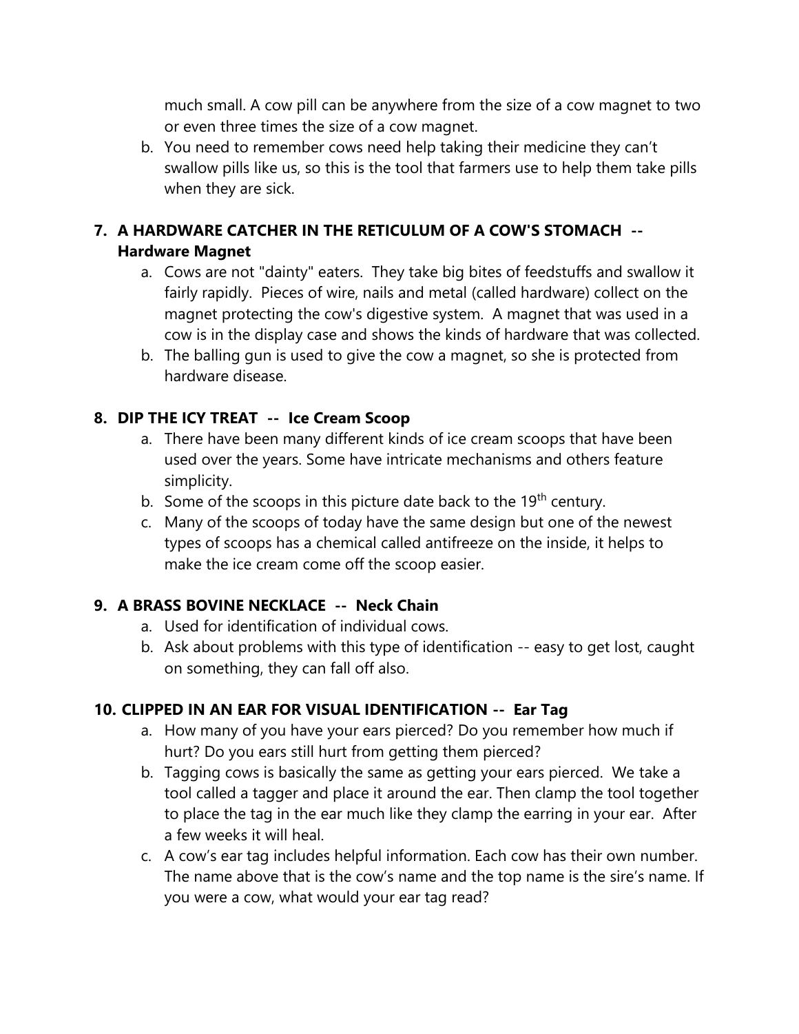much small. A cow pill can be anywhere from the size of a cow magnet to two or even three times the size of a cow magnet.

   b. You need to remember cows need help taking their medicine they can't swallow pills like us, so this is the tool that farmers use to help them take pills when they are sick.

7. **A HARDWARE CATCHER IN THE RETICULUM OF A COW'S STOMACH -- Hardware Magnet**
   a. Cows are not "dainty" eaters. They take big bites of feedstuffs and swallow it fairly rapidly. Pieces of wire, nails and metal (called hardware) collect on the magnet protecting the cow's digestive system. A magnet that was used in a cow is in the display case and shows the kinds of hardware that was collected.
   b. The balling gun is used to give the cow a magnet, so she is protected from hardware disease.

8. **DIP THE ICY TREAT -- Ice Cream Scoop**
   a. There have been many different kinds of ice cream scoops that have been used over the years. Some have intricate mechanisms and others feature simplicity.
   b. Some of the scoops in this picture date back to the 19th century.
   c. Many of the scoops of today have the same design but one of the newest types of scoops has a chemical called antifreeze on the inside, it helps to make the ice cream come off the scoop easier.

9. **A BRASS BOVINE NECKLACE -- Neck Chain**
   a. Used for identification of individual cows.
   b. Ask about problems with this type of identification -- easy to get lost, caught on something, they can fall off also.

10. **CLIPPED IN AN EAR FOR VISUAL IDENTIFICATION -- Ear Tag**
    a. How many of you have your ears pierced? Do you remember how much if hurt? Do you ears still hurt from getting them pierced?
    b. Tagging cows is basically the same as getting your ears pierced. We take a tool called a tagger and place it around the ear. Then clamp the tool together to place the tag in the ear much like they clamp the earring in your ear. After a few weeks it will heal.
    c. A cow's ear tag includes helpful information. Each cow has their own number. The name above that is the cow's name and the top name is the sire's name. If you were a cow, what would your ear tag read?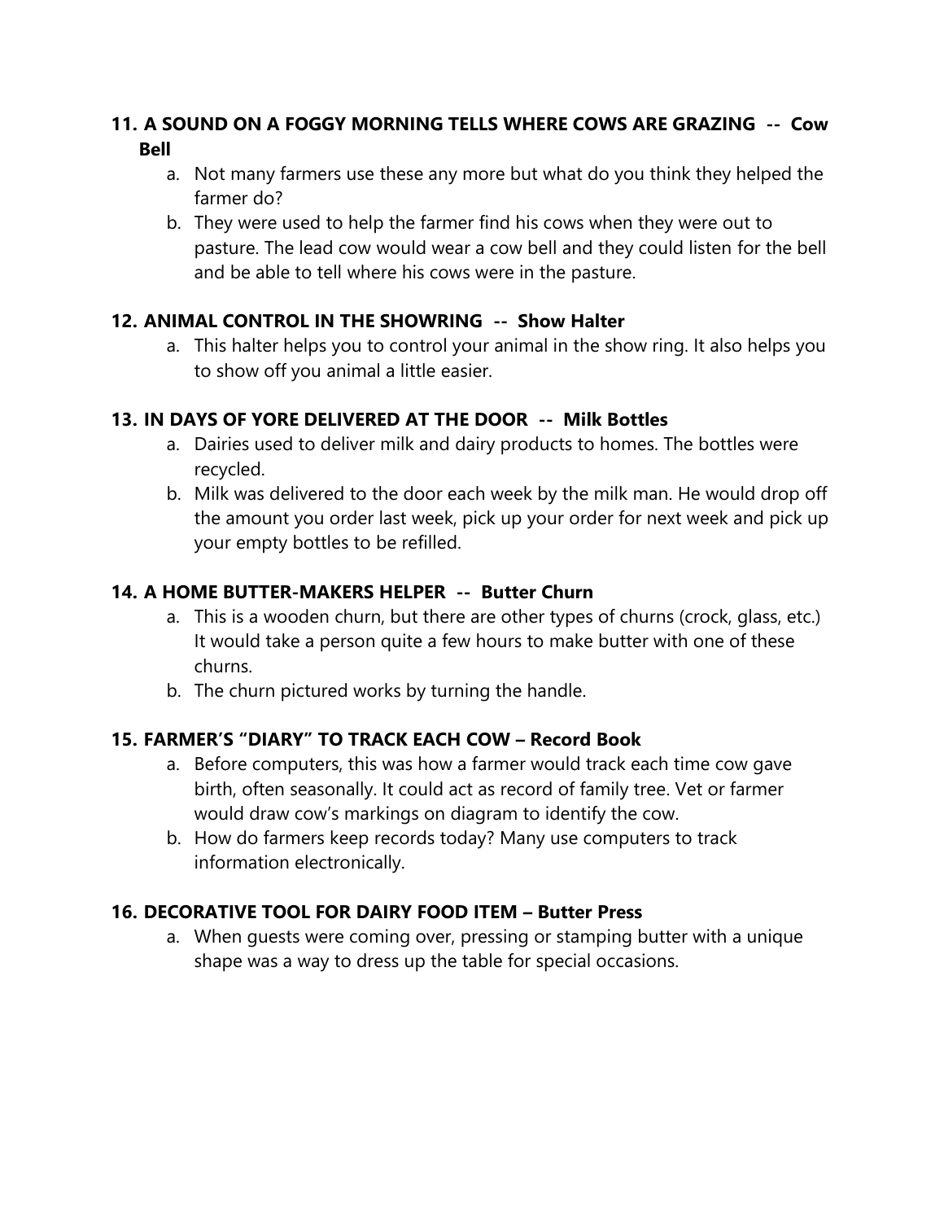11. **A SOUND ON A FOGGY MORNING TELLS WHERE COWS ARE GRAZING -- Cow Bell**
    a. Not many farmers use these any more but what do you think they helped the farmer do?
    b. They were used to help the farmer find his cows when they were out to pasture. The lead cow would wear a cow bell and they could listen for the bell and be able to tell where his cows were in the pasture.

12. **ANIMAL CONTROL IN THE SHOWRING -- Show Halter**
    a. This halter helps you to control your animal in the show ring. It also helps you to show off you animal a little easier.

13. **IN DAYS OF YORE DELIVERED AT THE DOOR -- Milk Bottles**
    a. Dairies used to deliver milk and dairy products to homes. The bottles were recycled.
    b. Milk was delivered to the door each week by the milk man. He would drop off the amount you order last week, pick up your order for next week and pick up your empty bottles to be refilled.

14. **A HOME BUTTER-MAKERS HELPER -- Butter Churn**
    a. This is a wooden churn, but there are other types of churns (crock, glass, etc.) It would take a person quite a few hours to make butter with one of these churns.
    b. The churn pictured works by turning the handle.

15. **FARMER'S "DIARY" TO TRACK EACH COW – Record Book**
    a. Before computers, this was how a farmer would track each time cow gave birth, often seasonally. It could act as record of family tree. Vet or farmer would draw cow's markings on diagram to identify the cow.
    b. How do farmers keep records today? Many use computers to track information electronically.

16. **DECORATIVE TOOL FOR DAIRY FOOD ITEM – Butter Press**
    a. When guests were coming over, pressing or stamping butter with a unique shape was a way to dress up the table for special occasions.